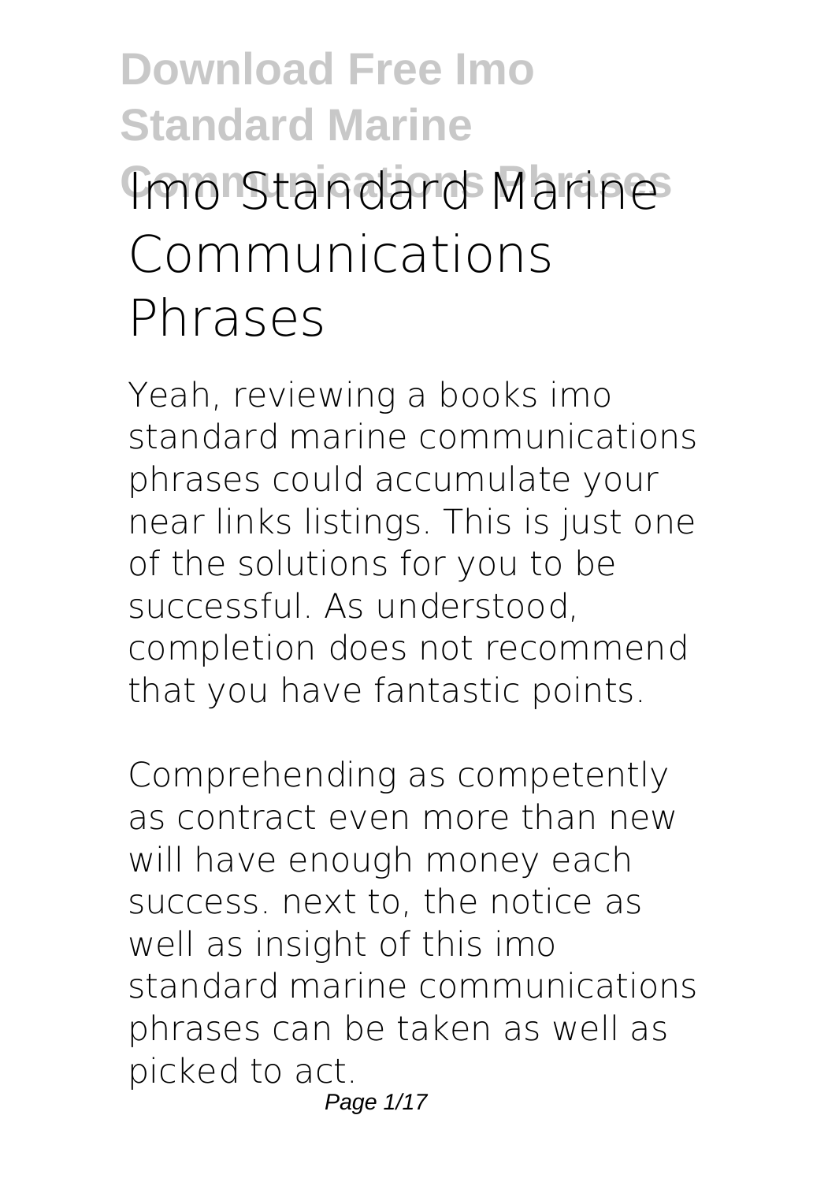# Imo Standard Marine Communications Phrases

Yeah, reviewing a books imo standard marine communications phrases could accumulate your near links listings. This is just one of the solutions for you to be successful. As understood, completion does not recommend that you have fantastic points.

Comprehending as competently as contract even more than new will have enough money each success. next to, the notice as well as insight of this imo standard marine communications phrases can be taken as well as picked to act.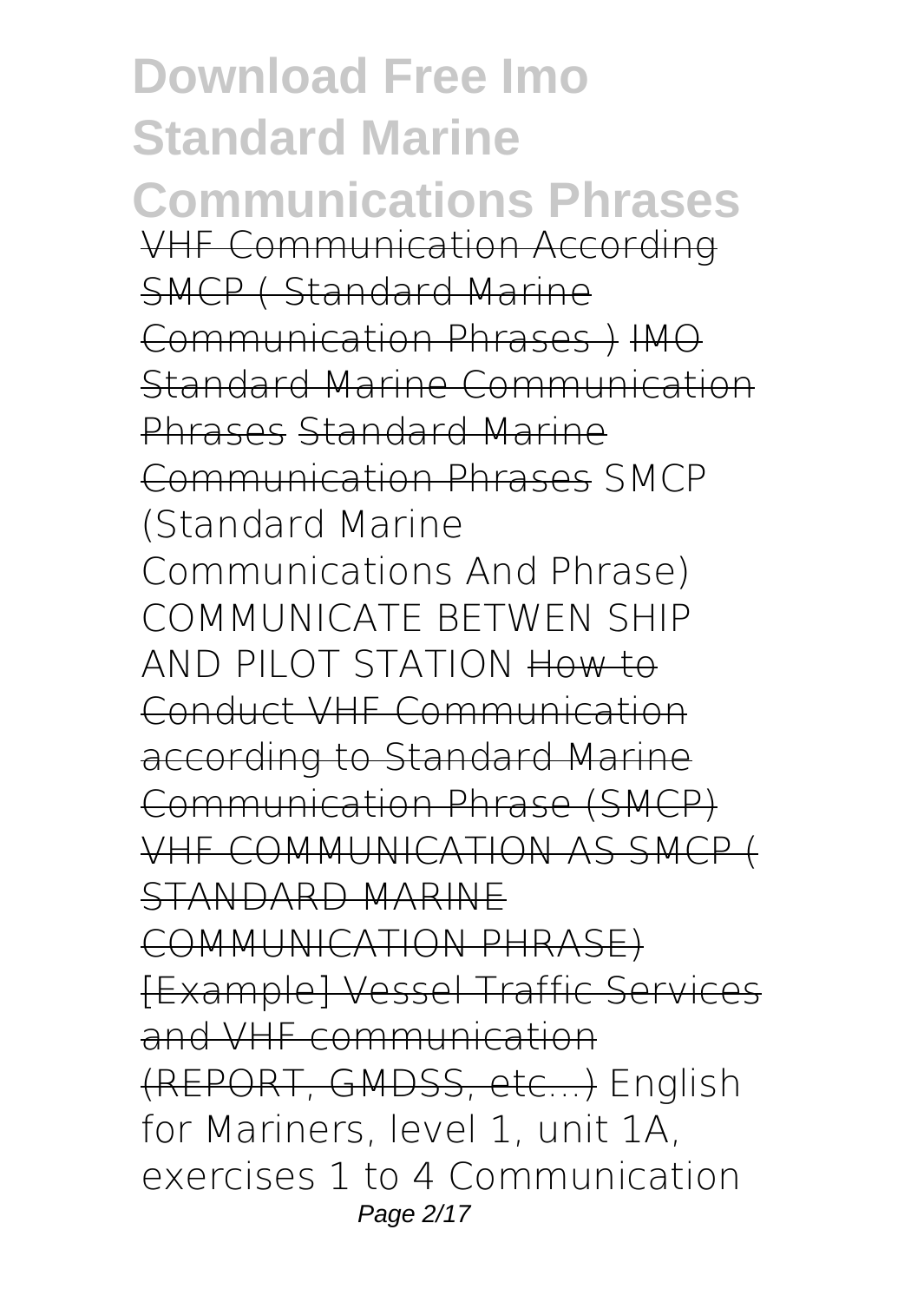# Download Free Imo Standard Marine Communications Phrases

VHF Communication According SMCP ( Standard Marine Communication Phrases ) IMO Standard Marine Communication Phrases Standard Marine Communication Phrases SMCP (Standard Marine Communications And Phrase) COMMUNICATE BETWEN SHIP AND PILOT STATION How to Conduct VHF Communication according to Standard Marine Communication Phrase (SMCP) VHF COMMUNICATION AS SMCP ( STANDARD MARINE COMMUNICATION PHRASE) [Example] Vessel Traffic Services and VHF communication (REPORT, GMDSS, etc...) English for Mariners, level 1, unit 1A, exercises 1 to 4 Communication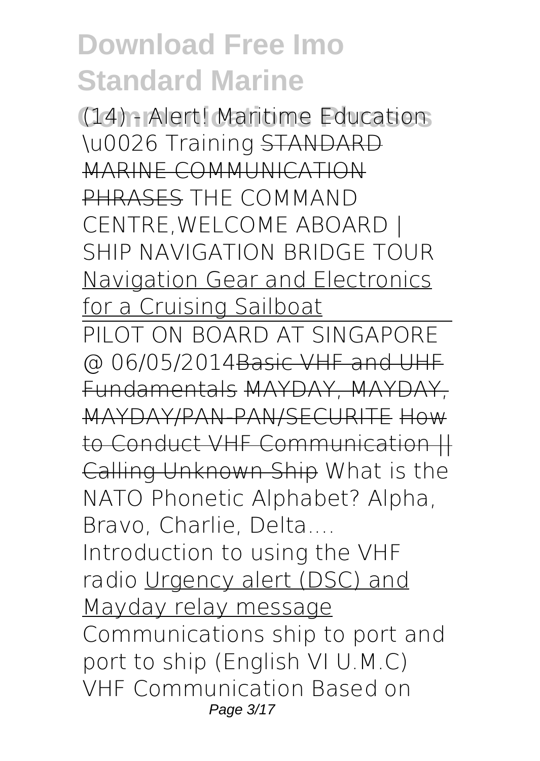(14) - Alert! Maritime Education \u0026 Training ~~STANDARD MARINE COMMUNICATION PHRASES~~ THE COMMAND CENTRE,WELCOME ABOARD | SHIP NAVIGATION BRIDGE TOUR Navigation Gear and Electronics for a Cruising Sailboat

PILOT ON BOARD AT SINGAPORE @ 06/05/2014~~Basic VHF and UHF Fundamentals~~ ~~MAYDAY, MAYDAY, MAYDAY/PAN-PAN/SECURITE~~ ~~How to Conduct VHF Communication || Calling Unknown Ship~~ What is the NATO Phonetic Alphabet? Alpha, Bravo, Charlie, Delta.... Introduction to using the VHF radio Urgency alert (DSC) and Mayday relay message Communications ship to port and port to ship (English VI U.M.C) VHF Communication Based on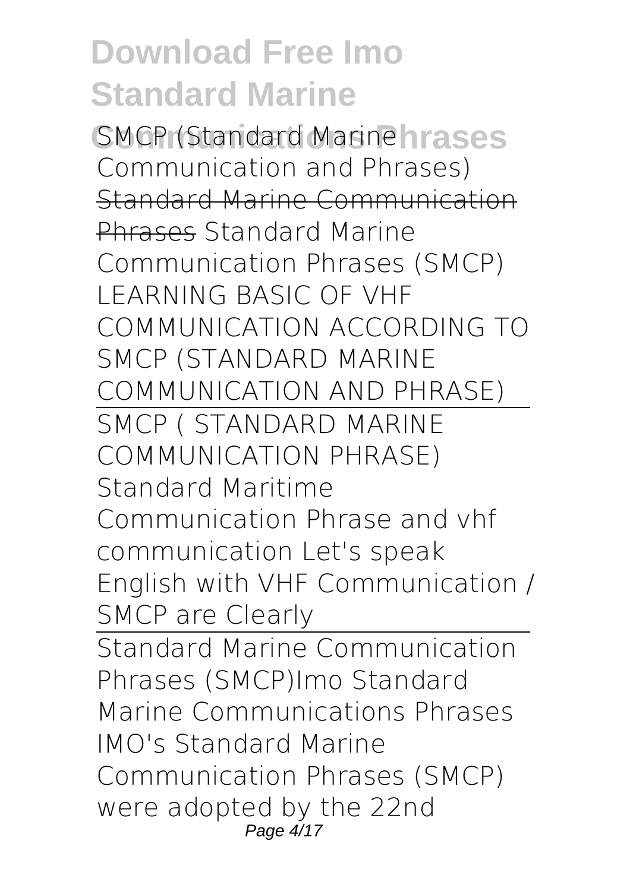SMCP (Standard Marine Communication and Phrases) ~~Standard Marine Communication Phrases~~ Standard Marine Communication Phrases (SMCP) LEARNING BASIC OF VHF COMMUNICATION ACCORDING TO SMCP (STANDARD MARINE COMMUNICATION AND PHRASE)

SMCP ( STANDARD MARINE COMMUNICATION PHRASE) Standard Maritime Communication Phrase and vhf communication Let's speak English with VHF Communication / SMCP are Clearly

Standard Marine Communication Phrases (SMCP)Imo Standard Marine Communications Phrases IMO's Standard Marine Communication Phrases (SMCP) were adopted by the 22nd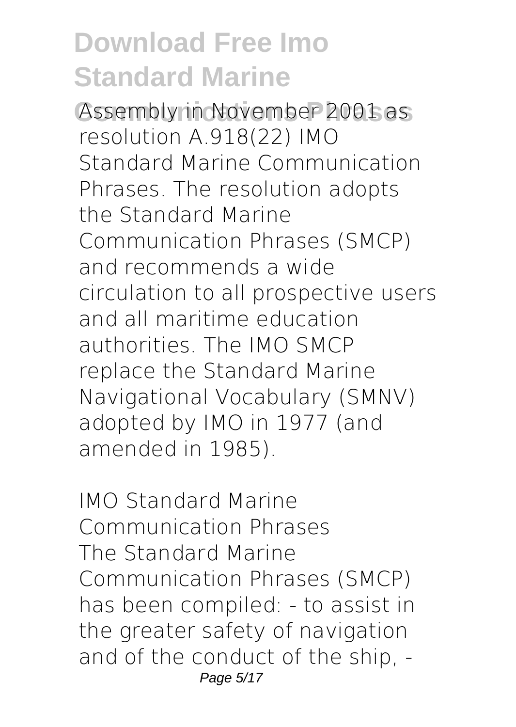Assembly in November 2001 as resolution A.918(22) IMO Standard Marine Communication Phrases. The resolution adopts the Standard Marine Communication Phrases (SMCP) and recommends a wide circulation to all prospective users and all maritime education authorities. The IMO SMCP replace the Standard Marine Navigational Vocabulary (SMNV) adopted by IMO in 1977 (and amended in 1985).

*IMO Standard Marine Communication Phrases*

The Standard Marine Communication Phrases (SMCP) has been compiled: - to assist in the greater safety of navigation and of the conduct of the ship, -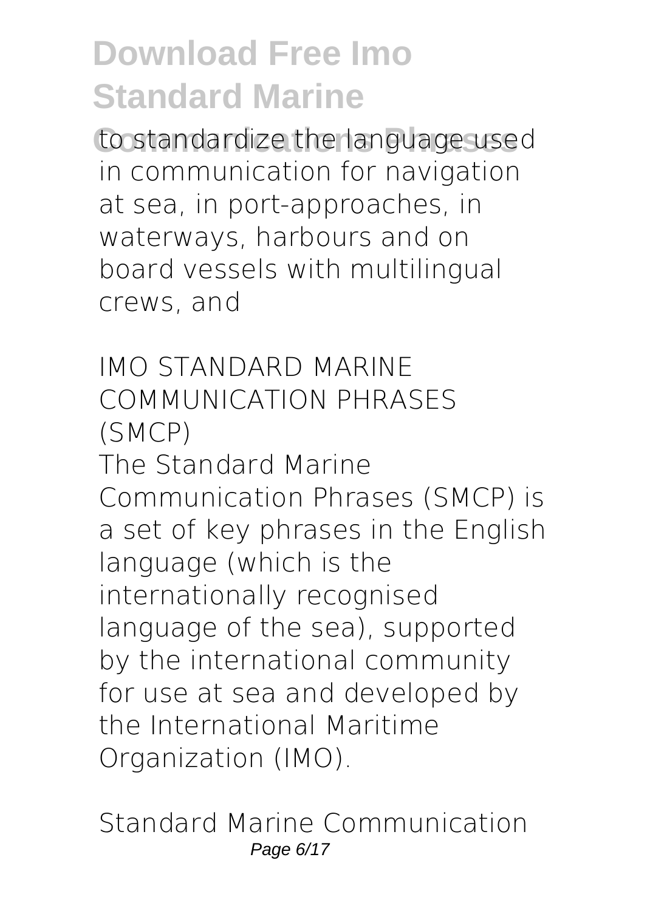to standardize the language used in communication for navigation at sea, in port-approaches, in waterways, harbours and on board vessels with multilingual crews, and

## IMO STANDARD MARINE COMMUNICATION PHRASES (SMCP)

The Standard Marine Communication Phrases (SMCP) is a set of key phrases in the English language (which is the internationally recognised language of the sea), supported by the international community for use at sea and developed by the International Maritime Organization (IMO).

## Standard Marine Communication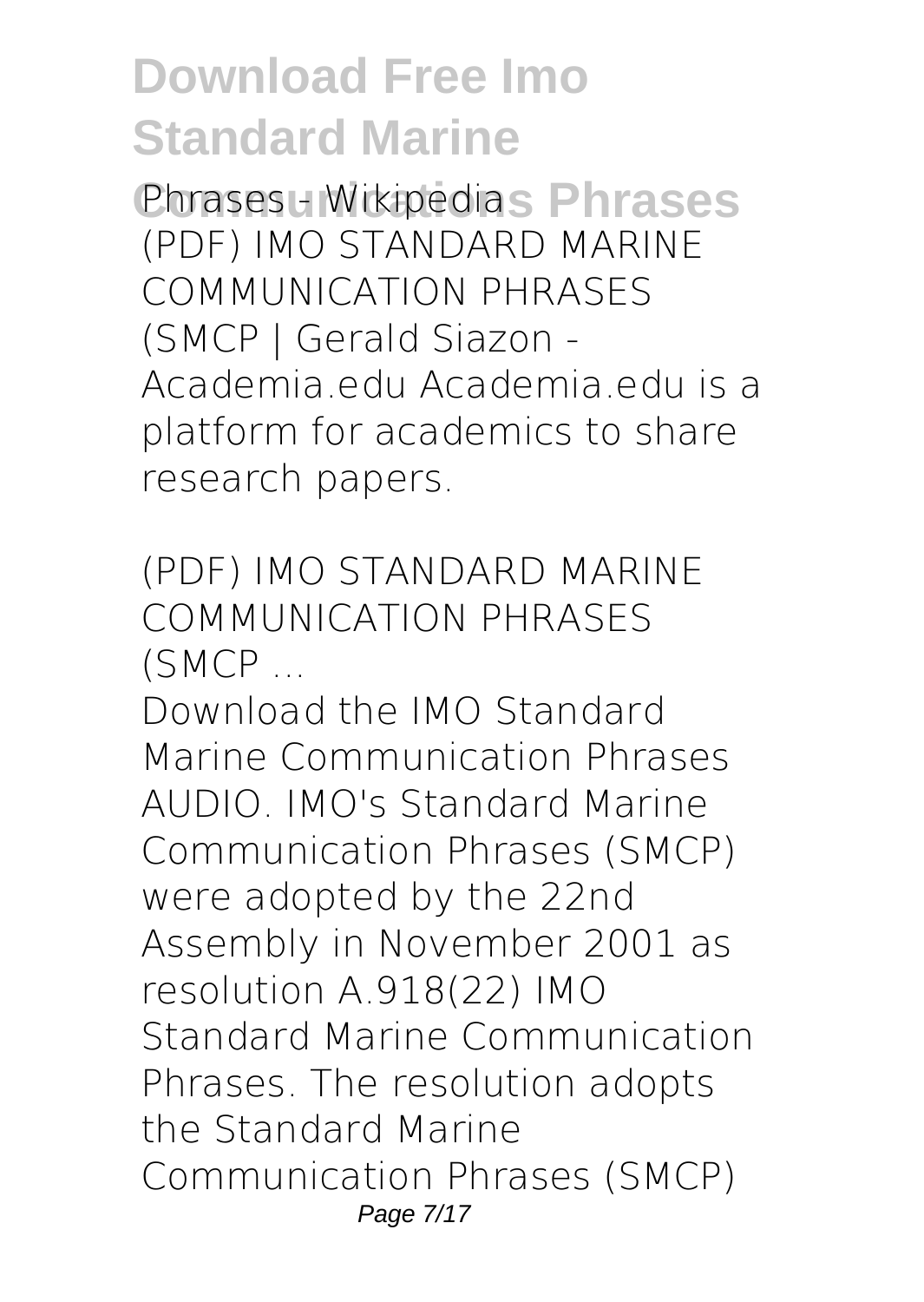Phrases - Wikipedia (PDF) IMO STANDARD MARINE COMMUNICATION PHRASES (SMCP | Gerald Siazon - Academia.edu Academia.edu is a platform for academics to share research papers.

(PDF) IMO STANDARD MARINE COMMUNICATION PHRASES (SMCP ...

Download the IMO Standard Marine Communication Phrases AUDIO. IMO's Standard Marine Communication Phrases (SMCP) were adopted by the 22nd Assembly in November 2001 as resolution A.918(22) IMO Standard Marine Communication Phrases. The resolution adopts the Standard Marine Communication Phrases (SMCP)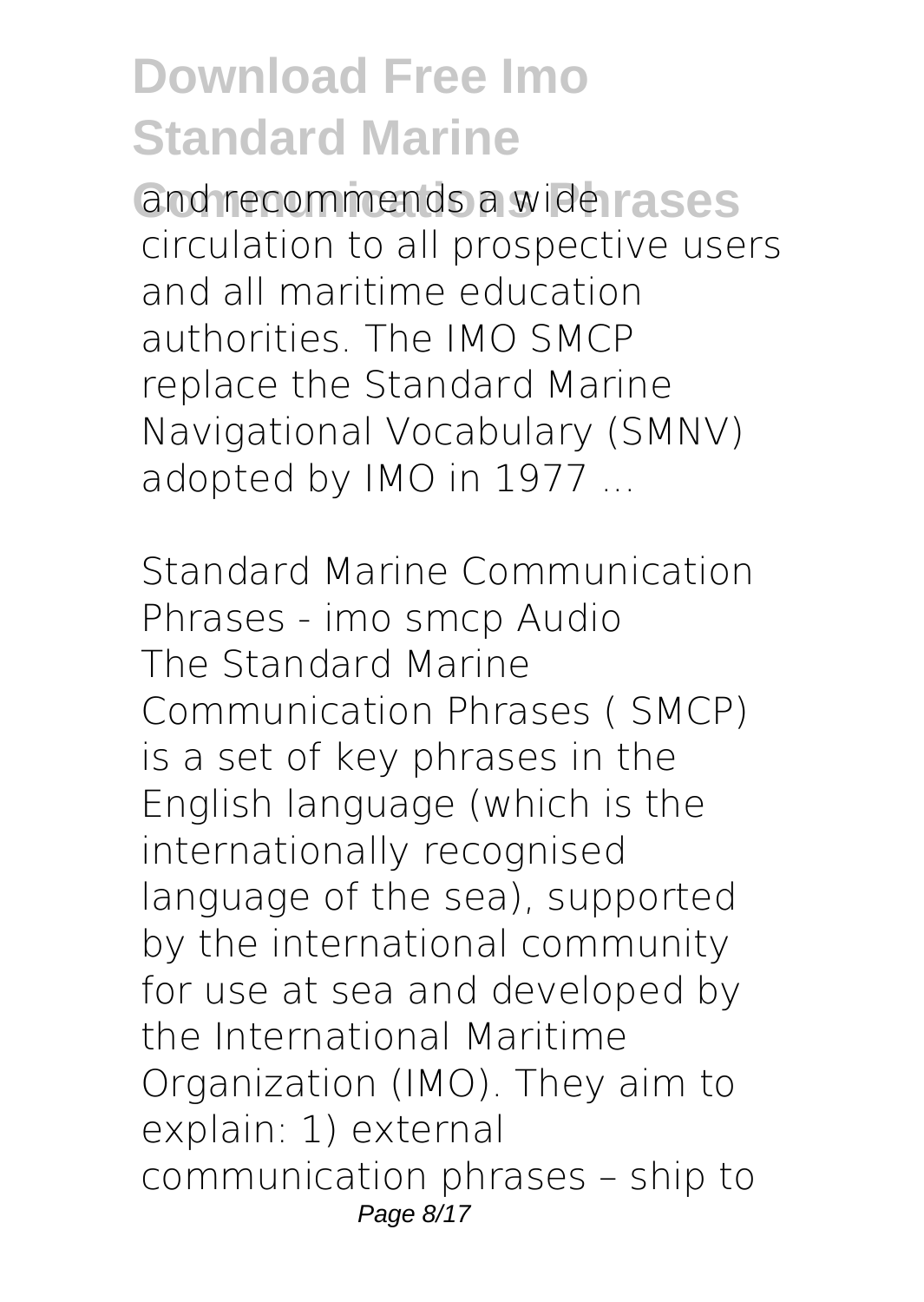and recommends a wide circulation to all prospective users and all maritime education authorities. The IMO SMCP replace the Standard Marine Navigational Vocabulary (SMNV) adopted by IMO in 1977 ...

*Standard Marine Communication Phrases - imo smcp Audio*

The Standard Marine Communication Phrases ( SMCP) is a set of key phrases in the English language (which is the internationally recognised language of the sea), supported by the international community for use at sea and developed by the International Maritime Organization (IMO). They aim to explain: 1) external communication phrases – ship to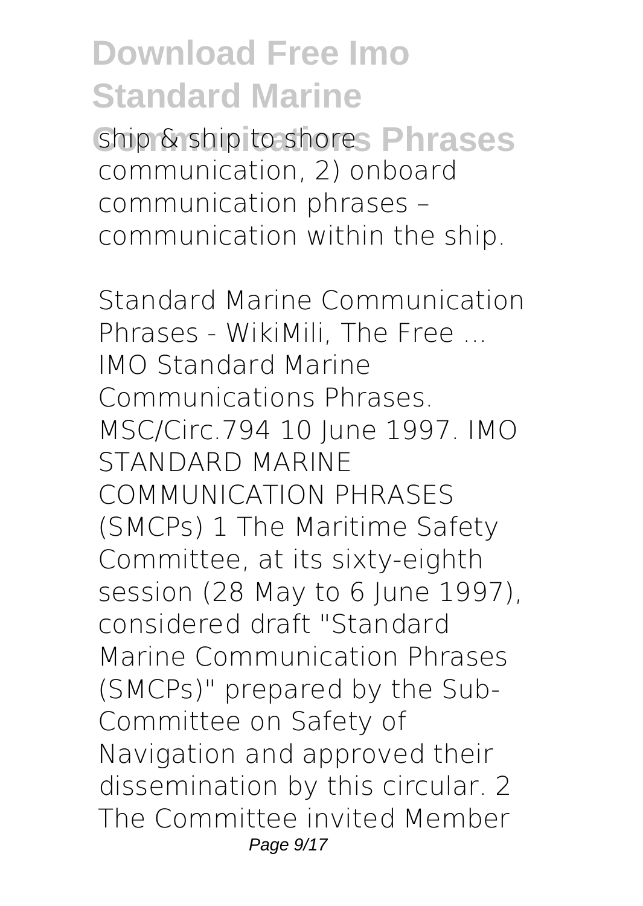ship & ship to shore communication, 2) onboard communication phrases – communication within the ship.

*Standard Marine Communication Phrases - WikiMili, The Free ...*

IMO Standard Marine Communications Phrases. MSC/Circ.794 10 June 1997. IMO STANDARD MARINE COMMUNICATION PHRASES (SMCPs) 1 The Maritime Safety Committee, at its sixty-eighth session (28 May to 6 June 1997), considered draft "Standard Marine Communication Phrases (SMCPs)" prepared by the Sub-Committee on Safety of Navigation and approved their dissemination by this circular. 2 The Committee invited Member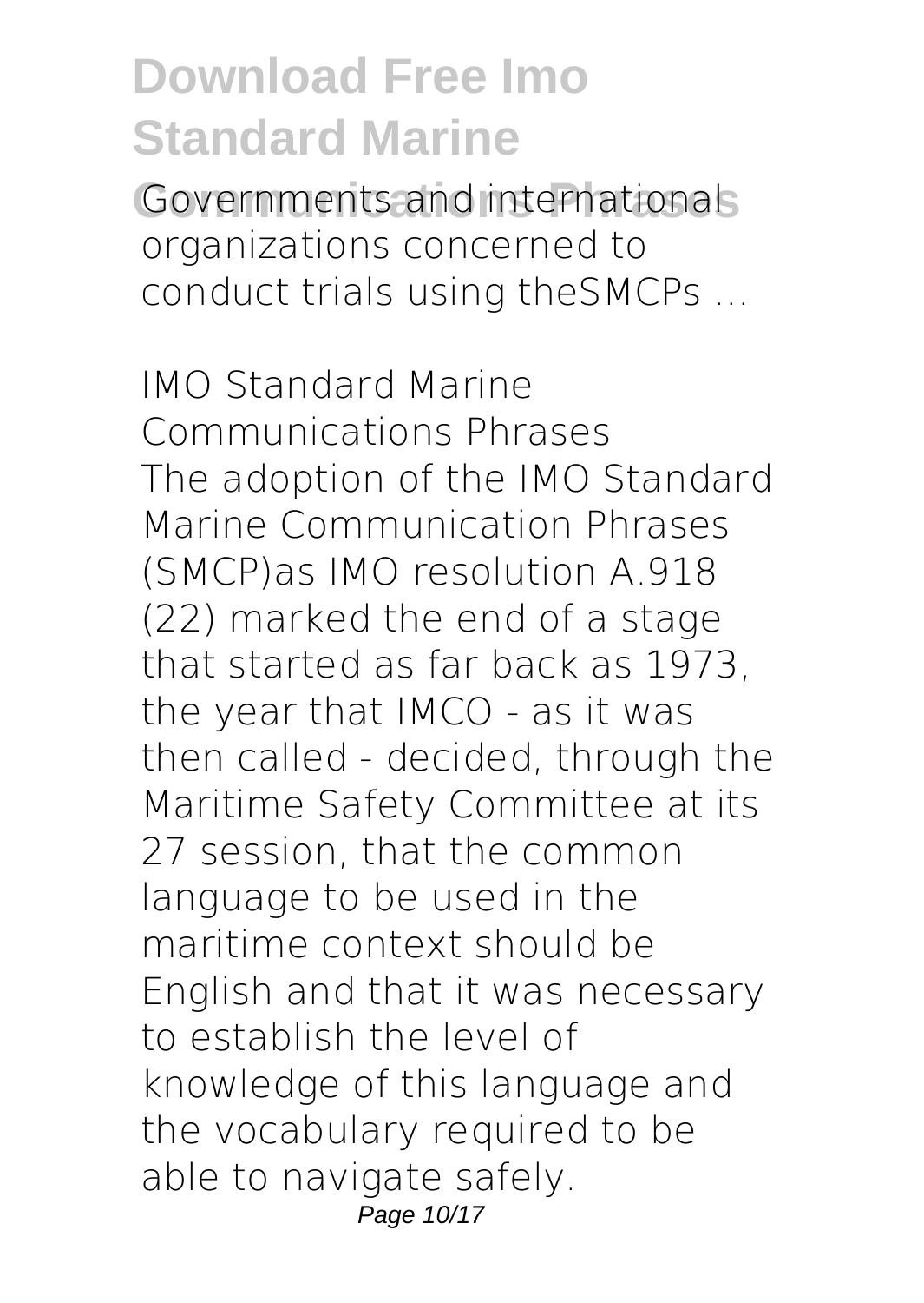Governments and international organizations concerned to conduct trials using theSMCPs ...

**IMO Standard Marine Communications Phrases**

The adoption of the IMO Standard Marine Communication Phrases (SMCP)as IMO resolution A.918 (22) marked the end of a stage that started as far back as 1973, the year that IMCO - as it was then called - decided, through the Maritime Safety Committee at its 27 session, that the common language to be used in the maritime context should be English and that it was necessary to establish the level of knowledge of this language and the vocabulary required to be able to navigate safely.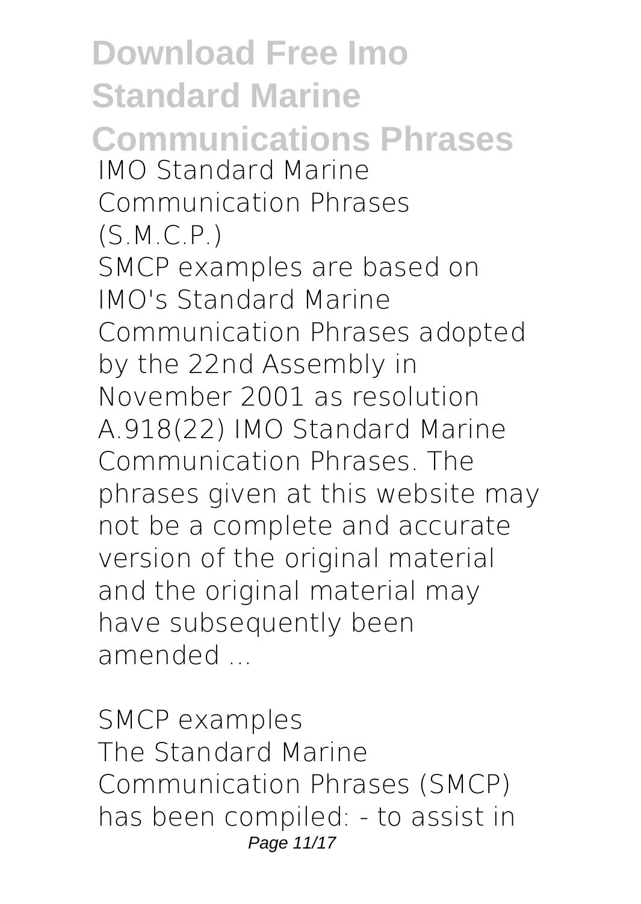**IMO Standard Marine Communication Phrases (S.M.C.P.)**

SMCP examples are based on IMO's Standard Marine Communication Phrases adopted by the 22nd Assembly in November 2001 as resolution A.918(22) IMO Standard Marine Communication Phrases. The phrases given at this website may not be a complete and accurate version of the original material and the original material may have subsequently been amended ...

**SMCP examples**

The Standard Marine Communication Phrases (SMCP) has been compiled: - to assist in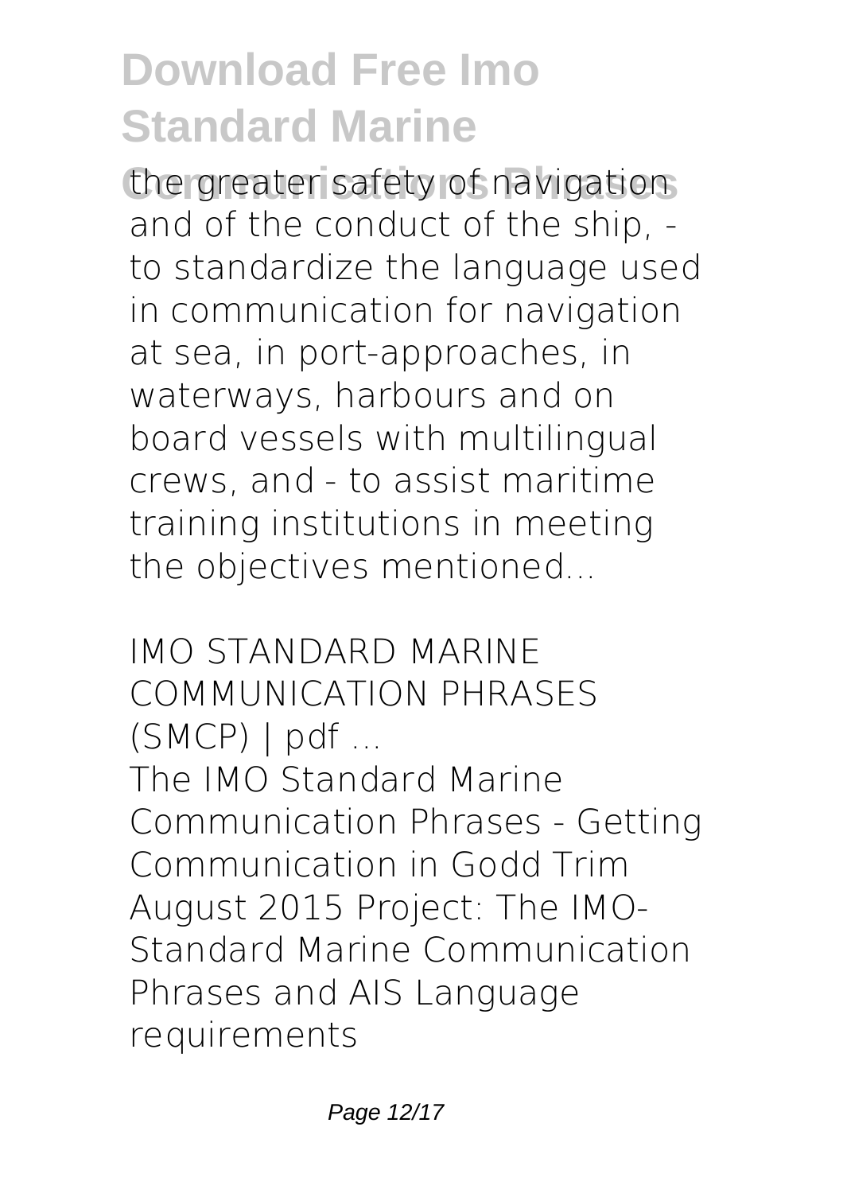the greater safety of navigation and of the conduct of the ship, - to standardize the language used in communication for navigation at sea, in port-approaches, in waterways, harbours and on board vessels with multilingual crews, and - to assist maritime training institutions in meeting the objectives mentioned...

*IMO STANDARD MARINE COMMUNICATION PHRASES (SMCP) | pdf ...*

The IMO Standard Marine Communication Phrases - Getting Communication in Godd Trim August 2015 Project: The IMO-Standard Marine Communication Phrases and AIS Language requirements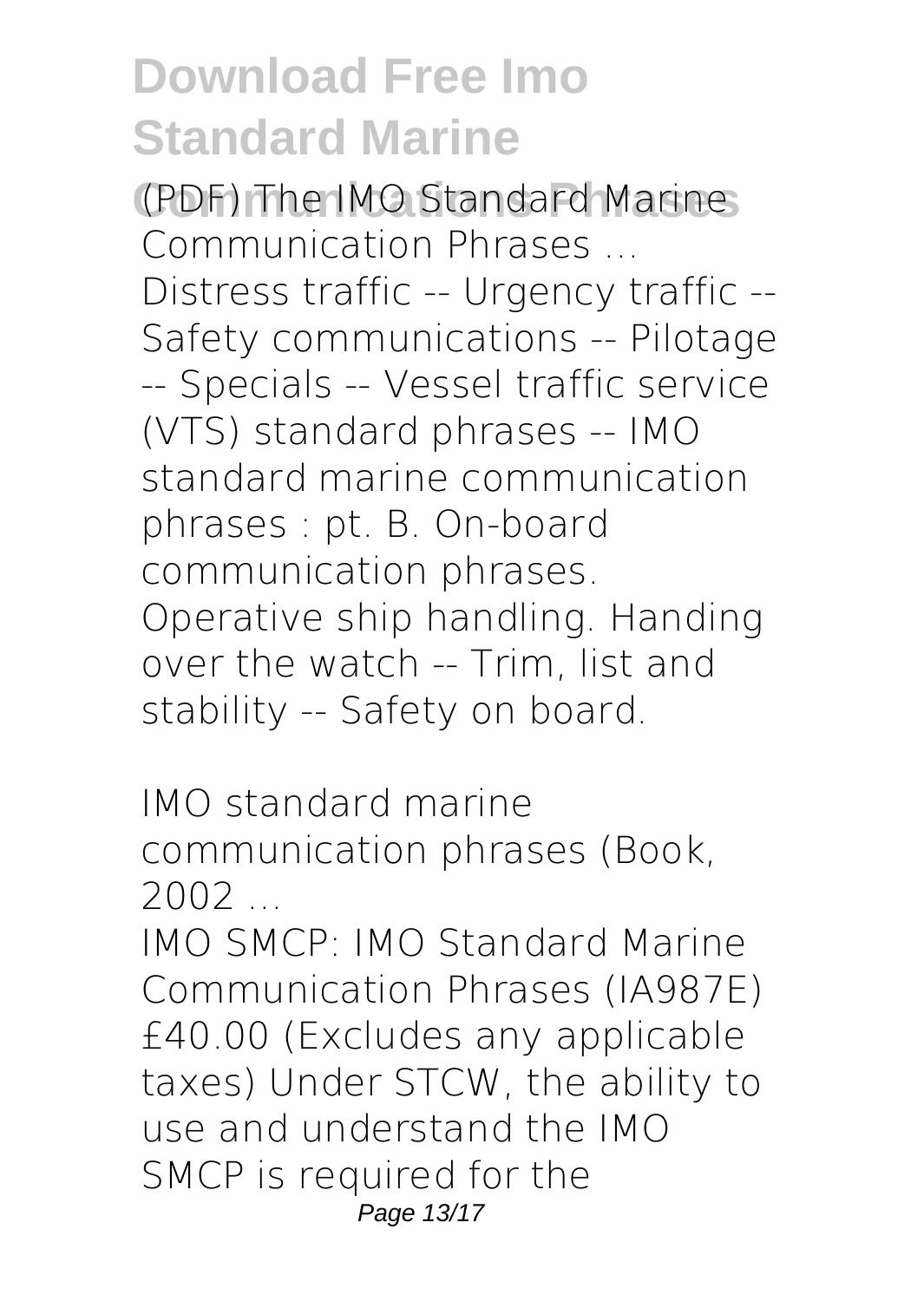**(PDF) The IMO Standard Marine Communication Phrases ...**

Distress traffic -- Urgency traffic -- Safety communications -- Pilotage -- Specials -- Vessel traffic service (VTS) standard phrases -- IMO standard marine communication phrases : pt. B. On-board communication phrases. Operative ship handling. Handing over the watch -- Trim, list and stability -- Safety on board.

**IMO standard marine communication phrases (Book, 2002 ...**

IMO SMCP: IMO Standard Marine Communication Phrases (IA987E) £40.00 (Excludes any applicable taxes) Under STCW, the ability to use and understand the IMO SMCP is required for the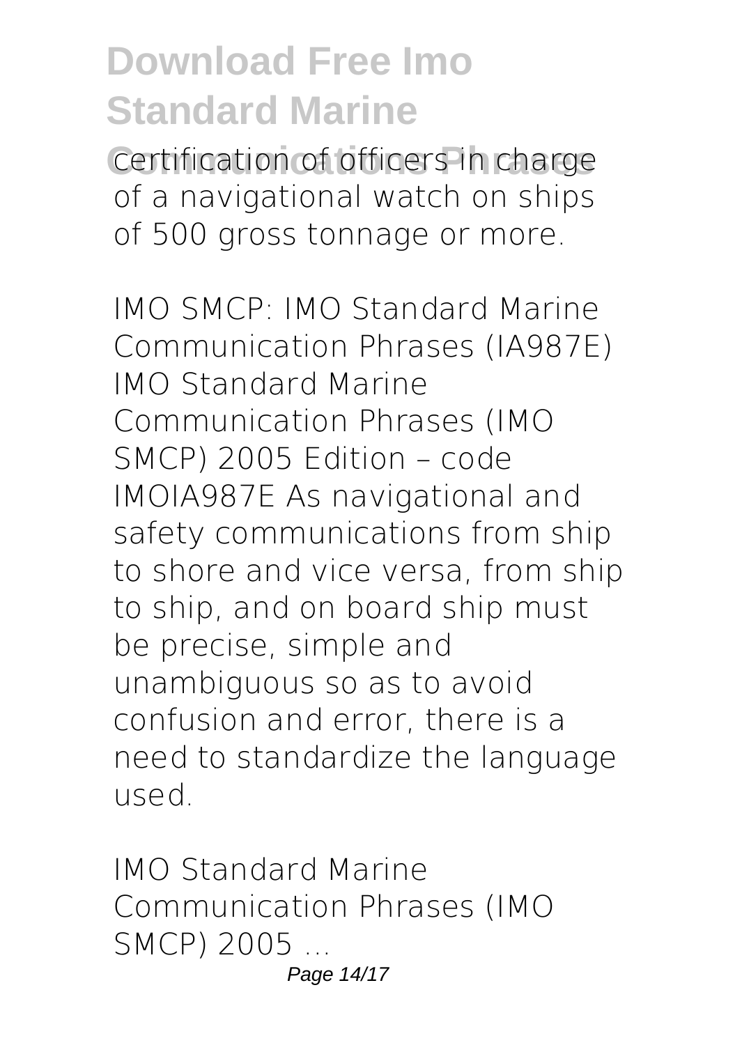certification of officers in charge of a navigational watch on ships of 500 gross tonnage or more.

*IMO SMCP: IMO Standard Marine Communication Phrases (IA987E)*
IMO Standard Marine Communication Phrases (IMO SMCP) 2005 Edition – code IMOIA987E As navigational and safety communications from ship to shore and vice versa, from ship to ship, and on board ship must be precise, simple and unambiguous so as to avoid confusion and error, there is a need to standardize the language used.

*IMO Standard Marine Communication Phrases (IMO SMCP) 2005 ...*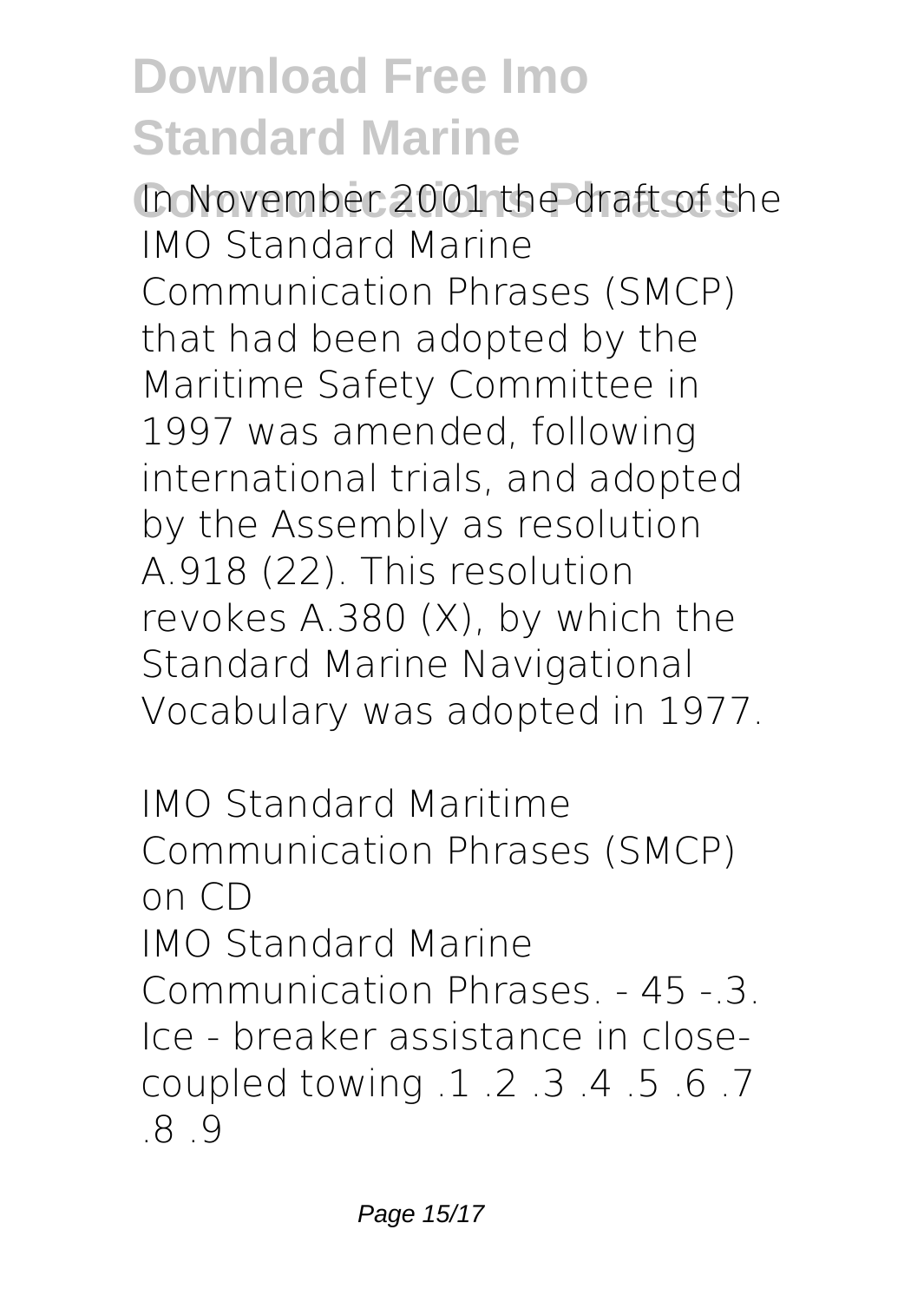In November 2001 the draft of the IMO Standard Marine Communication Phrases (SMCP) that had been adopted by the Maritime Safety Committee in 1997 was amended, following international trials, and adopted by the Assembly as resolution A.918 (22). This resolution revokes A.380 (X), by which the Standard Marine Navigational Vocabulary was adopted in 1977.

*IMO Standard Maritime Communication Phrases (SMCP) on CD*

IMO Standard Marine Communication Phrases. - 45 -.3. Ice - breaker assistance in close-coupled towing .1 .2 .3 .4 .5 .6 .7 .8 .9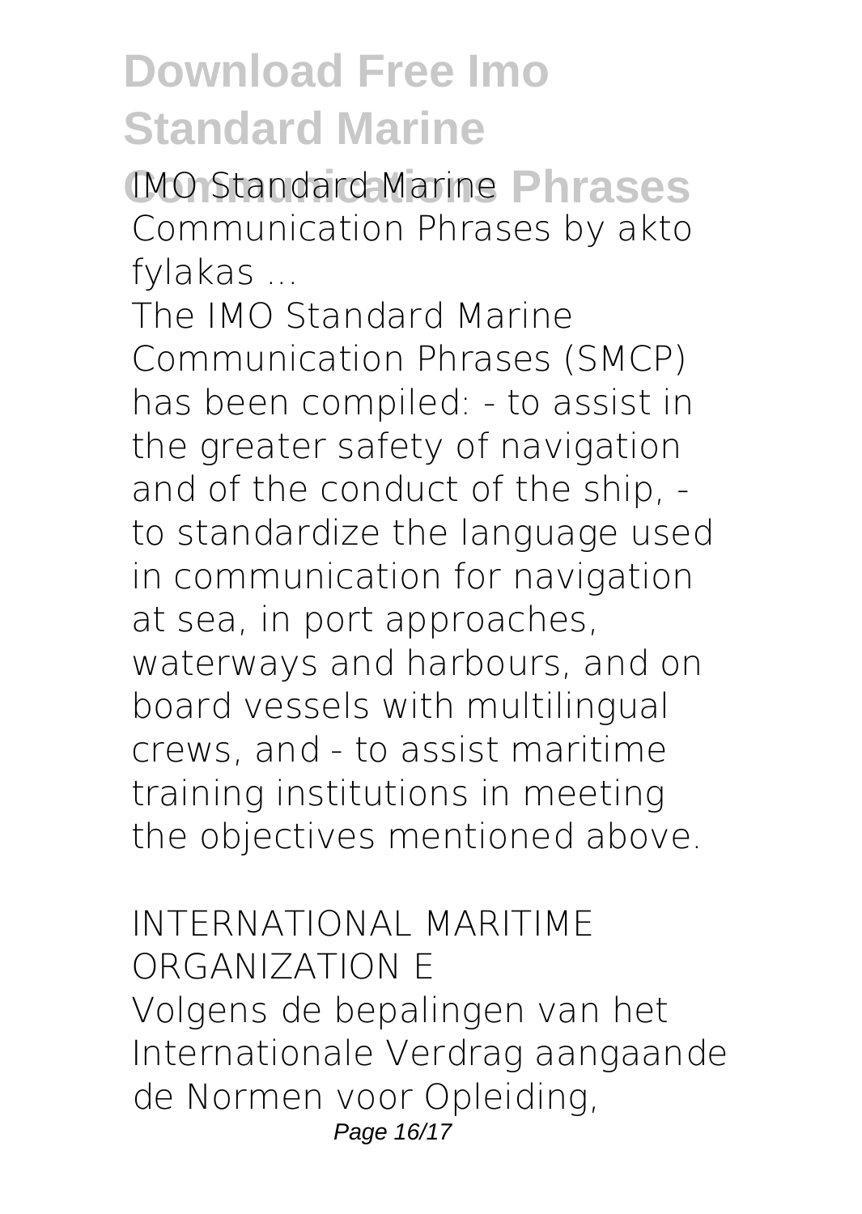IMO Standard Marine Communication Phrases by akto fylakas ...

The IMO Standard Marine Communication Phrases (SMCP) has been compiled: - to assist in the greater safety of navigation and of the conduct of the ship, - to standardize the language used in communication for navigation at sea, in port approaches, waterways and harbours, and on board vessels with multilingual crews, and - to assist maritime training institutions in meeting the objectives mentioned above.

INTERNATIONAL MARITIME ORGANIZATION E

Volgens de bepalingen van het Internationale Verdrag aangaande de Normen voor Opleiding,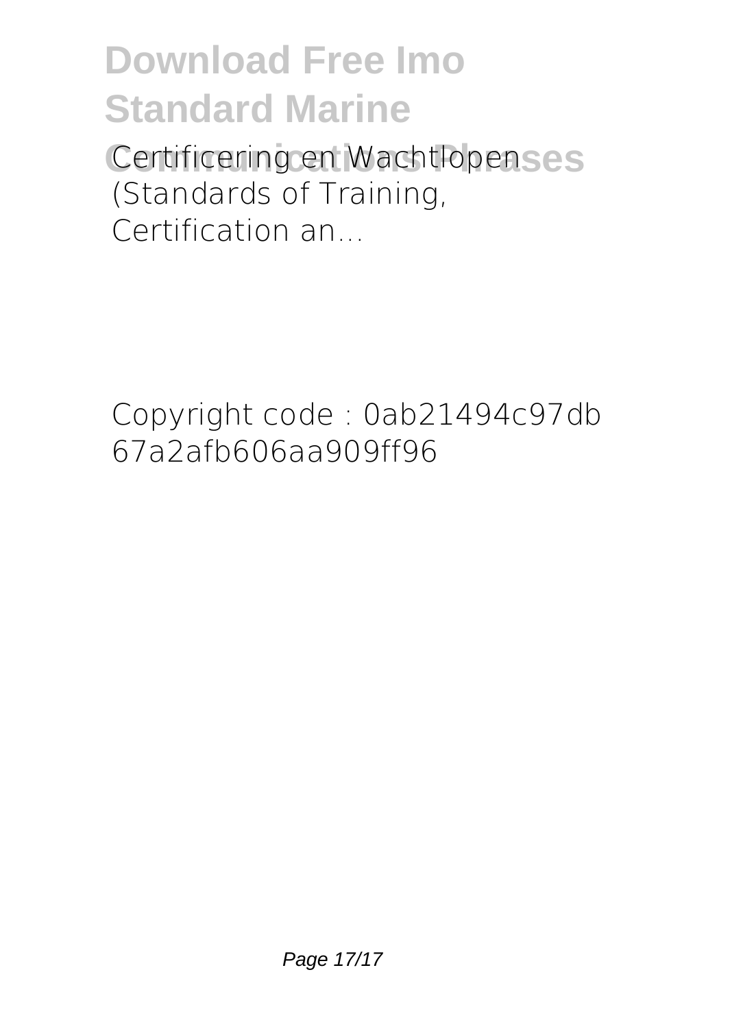Certificering en Wachtlopen (Standards of Training, Certification an...

Copyright code : 0ab21494c97db67a2afb606aa909ff96